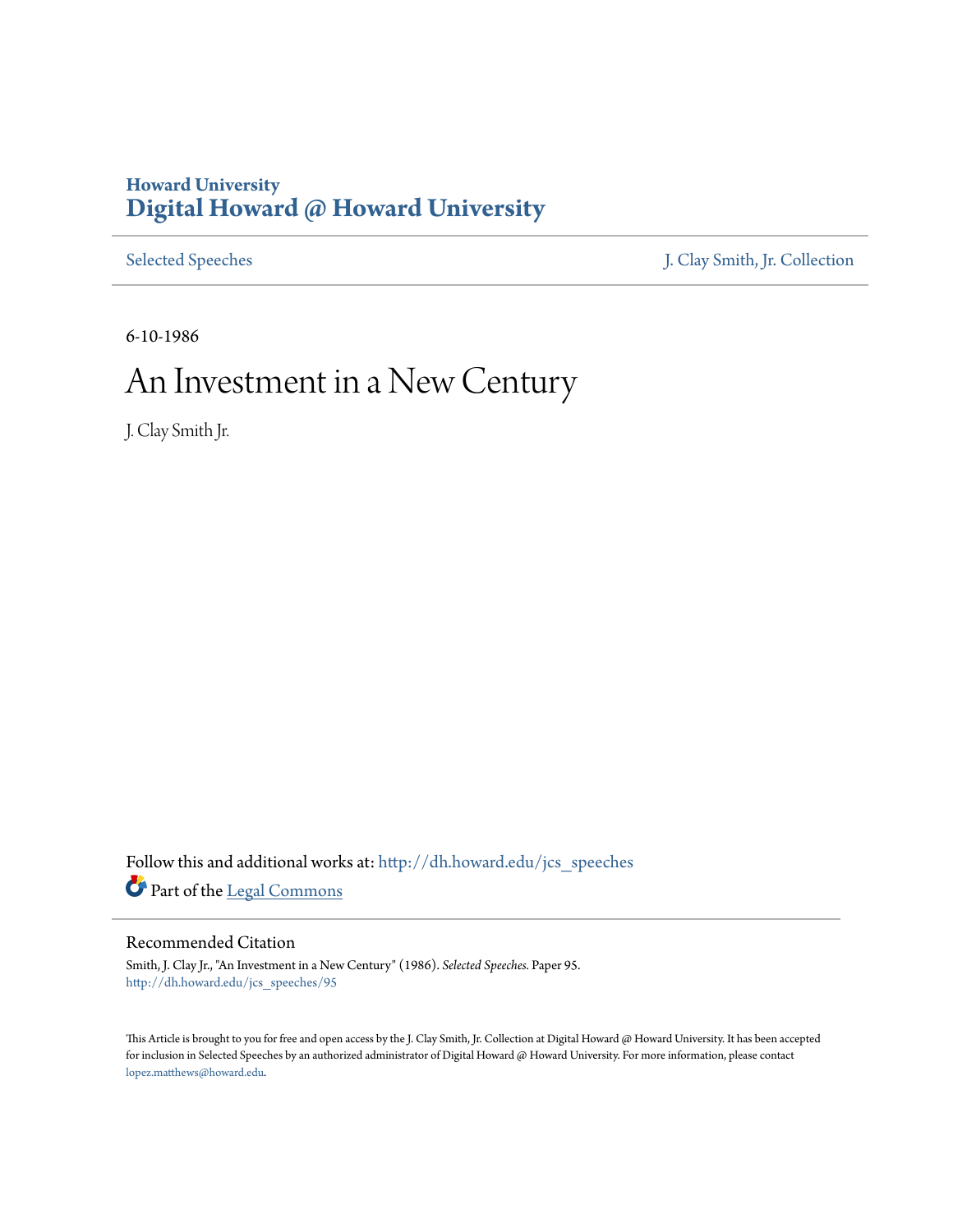Howard University
**Digital Howard @ Howard University**

Selected Speeches | J. Clay Smith, Jr. Collection

6-10-1986

# An Investment in a New Century

J. Clay Smith Jr.

Follow this and additional works at: http://dh.howard.edu/jcs_speeches

Part of the Legal Commons

## Recommended Citation

Smith, J. Clay Jr., "An Investment in a New Century" (1986). *Selected Speeches*. Paper 95.
http://dh.howard.edu/jcs_speeches/95

This Article is brought to you for free and open access by the J. Clay Smith, Jr. Collection at Digital Howard @ Howard University. It has been accepted for inclusion in Selected Speeches by an authorized administrator of Digital Howard @ Howard University. For more information, please contact lopez.matthews@howard.edu.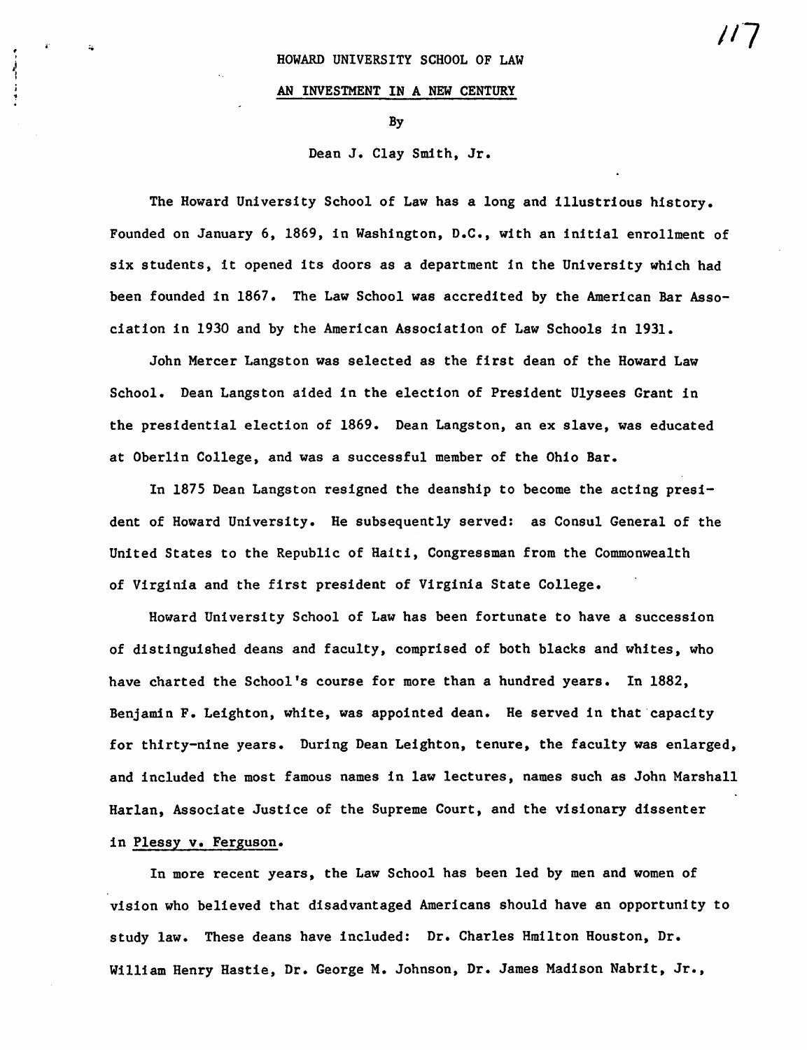HOWARD UNIVERSITY SCHOOL OF LAW

AN INVESTMENT IN A NEW CENTURY

By

Dean J. Clay Smith, Jr.

The Howard University School of Law has a long and illustrious history. Founded on January 6, 1869, in Washington, D.C., with an initial enrollment of six students, it opened its doors as a department in the University which had been founded in 1867. The Law School was accredited by the American Bar Association in 1930 and by the American Association of Law Schools in 1931.

John Mercer Langston was selected as the first dean of the Howard Law School. Dean Langston aided in the election of President Ulysees Grant in the presidential election of 1869. Dean Langston, an ex slave, was educated at Oberlin College, and was a successful member of the Ohio Bar.

In 1875 Dean Langston resigned the deanship to become the acting president of Howard University. He subsequently served: as Consul General of the United States to the Republic of Haiti, Congressman from the Commonwealth of Virginia and the first president of Virginia State College.

Howard University School of Law has been fortunate to have a succession of distinguished deans and faculty, comprised of both blacks and whites, who have charted the School's course for more than a hundred years. In 1882, Benjamin F. Leighton, white, was appointed dean. He served in that capacity for thirty-nine years. During Dean Leighton, tenure, the faculty was enlarged, and included the most famous names in law lectures, names such as John Marshall Harlan, Associate Justice of the Supreme Court, and the visionary dissenter in Plessy v. Ferguson.

In more recent years, the Law School has been led by men and women of vision who believed that disadvantaged Americans should have an opportunity to study law. These deans have included: Dr. Charles Hmilton Houston, Dr. William Henry Hastie, Dr. George M. Johnson, Dr. James Madison Nabrit, Jr.,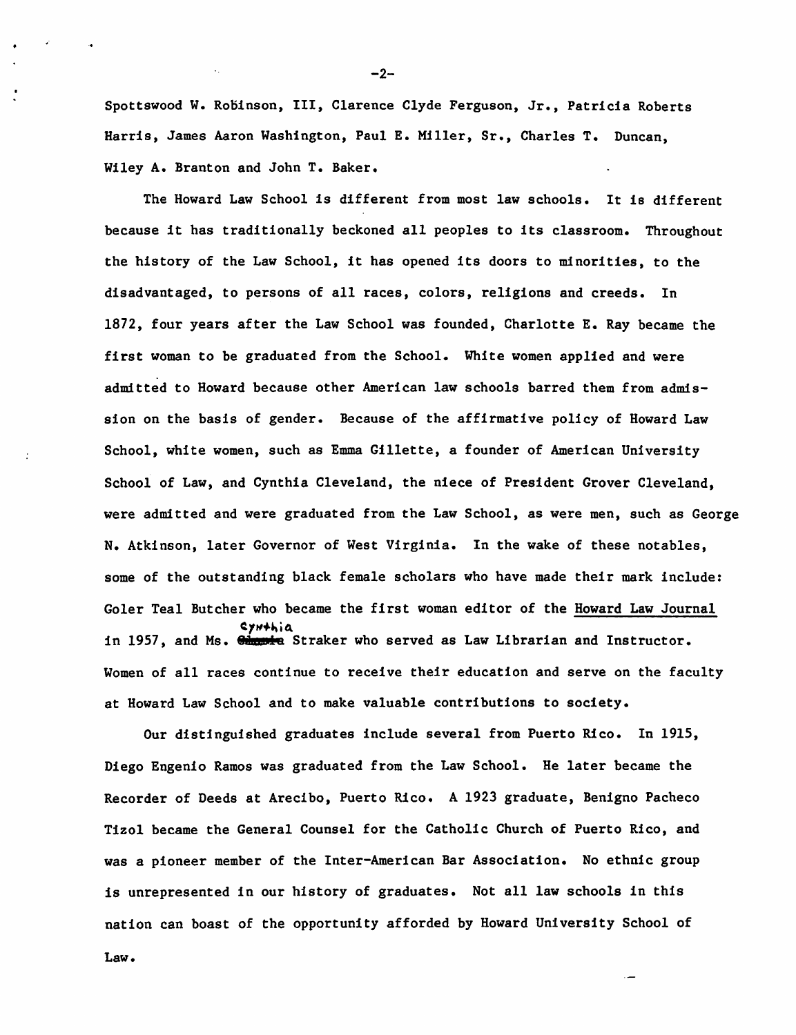Spottswood W. Robinson, III, Clarence Clyde Ferguson, Jr., Patricia Roberts Harris, James Aaron Washington, Paul E. Miller, Sr., Charles T. Duncan, Wiley A. Branton and John T. Baker.

The Howard Law School is different from most law schools. It is different because it has traditionally beckoned all peoples to its classroom. Throughout the history of the Law School, it has opened its doors to minorities, to the disadvantaged, to persons of all races, colors, religions and creeds. In 1872, four years after the Law School was founded, Charlotte E. Ray became the first woman to be graduated from the School. White women applied and were admitted to Howard because other American law schools barred them from admission on the basis of gender. Because of the affirmative policy of Howard Law School, white women, such as Emma Gillette, a founder of American University School of Law, and Cynthia Cleveland, the niece of President Grover Cleveland, were admitted and were graduated from the Law School, as were men, such as George N. Atkinson, later Governor of West Virginia. In the wake of these notables, some of the outstanding black female scholars who have made their mark include: Goler Teal Butcher who became the first woman editor of the Howard Law Journal in 1957, and Ms. Cynthia Straker who served as Law Librarian and Instructor. Women of all races continue to receive their education and serve on the faculty at Howard Law School and to make valuable contributions to society.

Our distinguished graduates include several from Puerto Rico. In 1915, Diego Engenio Ramos was graduated from the Law School. He later became the Recorder of Deeds at Arecibo, Puerto Rico. A 1923 graduate, Benigno Pacheco Tizol became the General Counsel for the Catholic Church of Puerto Rico, and was a pioneer member of the Inter-American Bar Association. No ethnic group is unrepresented in our history of graduates. Not all law schools in this nation can boast of the opportunity afforded by Howard University School of Law.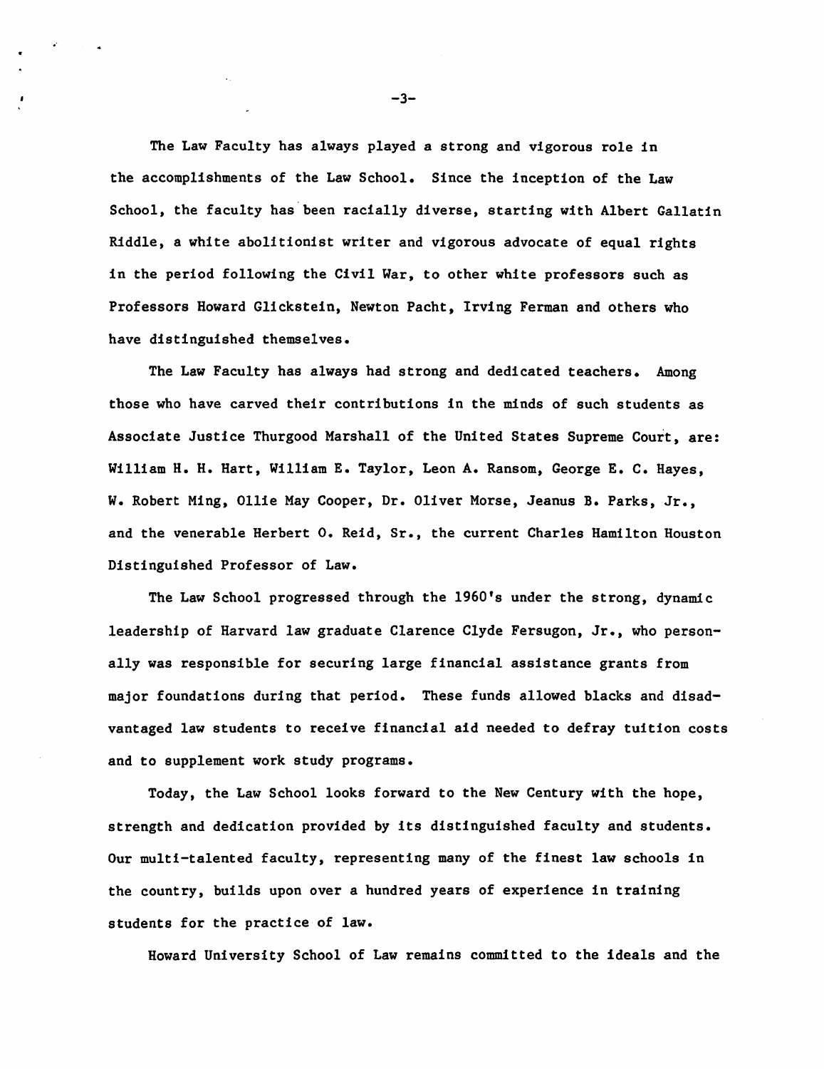The Law Faculty has always played a strong and vigorous role in the accomplishments of the Law School. Since the inception of the Law School, the faculty has been racially diverse, starting with Albert Gallatin Riddle, a white abolitionist writer and vigorous advocate of equal rights in the period following the Civil War, to other white professors such as Professors Howard Glickstein, Newton Pacht, Irving Ferman and others who have distinguished themselves.

The Law Faculty has always had strong and dedicated teachers. Among those who have carved their contributions in the minds of such students as Associate Justice Thurgood Marshall of the United States Supreme Court, are: William H. H. Hart, William E. Taylor, Leon A. Ransom, George E. C. Hayes, W. Robert Ming, Ollie May Cooper, Dr. Oliver Morse, Jeanus B. Parks, Jr., and the venerable Herbert O. Reid, Sr., the current Charles Hamilton Houston Distinguished Professor of Law.

The Law School progressed through the 1960's under the strong, dynamic leadership of Harvard law graduate Clarence Clyde Fersugon, Jr., who personally was responsible for securing large financial assistance grants from major foundations during that period. These funds allowed blacks and disadvantaged law students to receive financial aid needed to defray tuition costs and to supplement work study programs.

Today, the Law School looks forward to the New Century with the hope, strength and dedication provided by its distinguished faculty and students. Our multi-talented faculty, representing many of the finest law schools in the country, builds upon over a hundred years of experience in training students for the practice of law.

Howard University School of Law remains committed to the ideals and the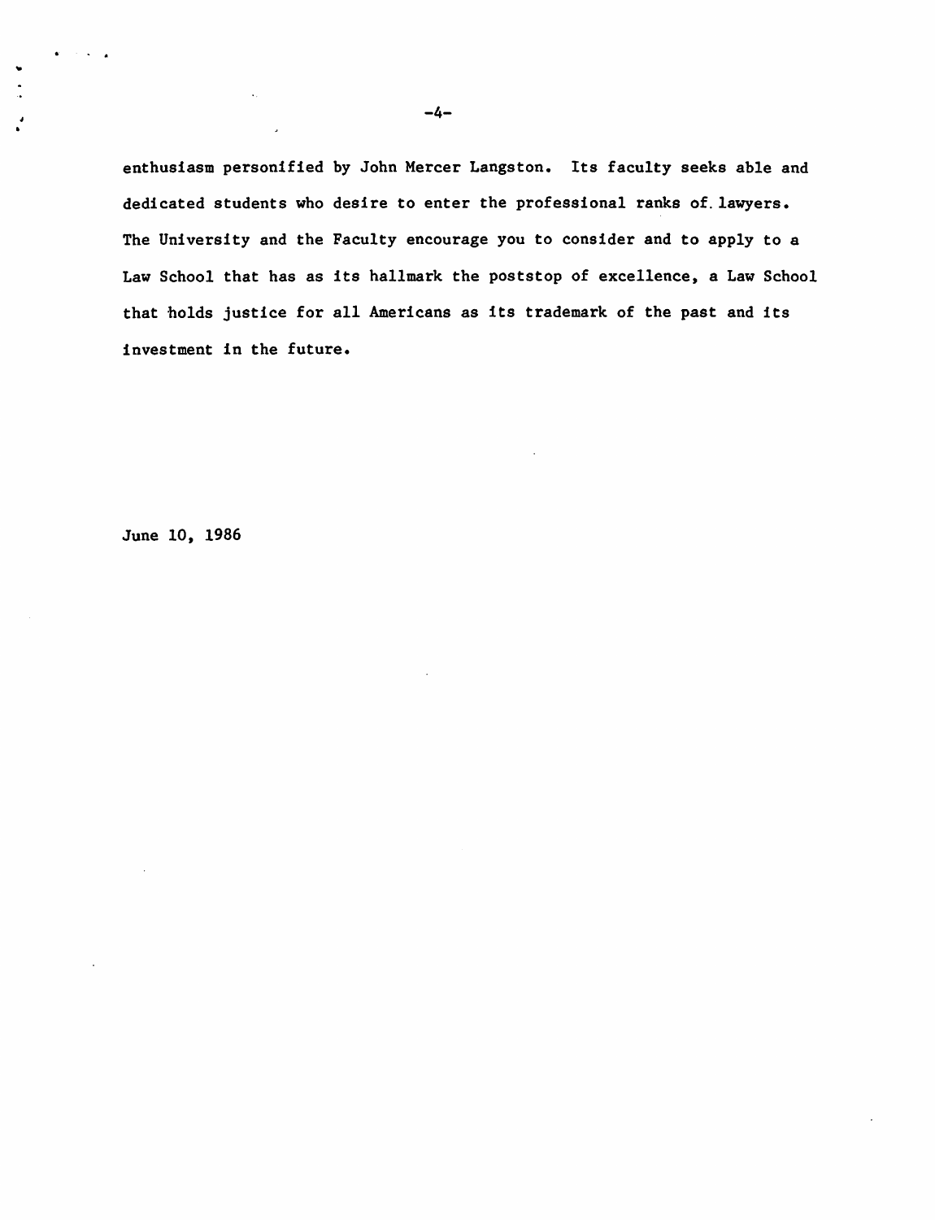enthusiasm personified by John Mercer Langston. Its faculty seeks able and dedicated students who desire to enter the professional ranks of lawyers. The University and the Faculty encourage you to consider and to apply to a Law School that has as its hallmark the poststop of excellence, a Law School that holds justice for all Americans as its trademark of the past and its investment in the future.

June 10, 1986